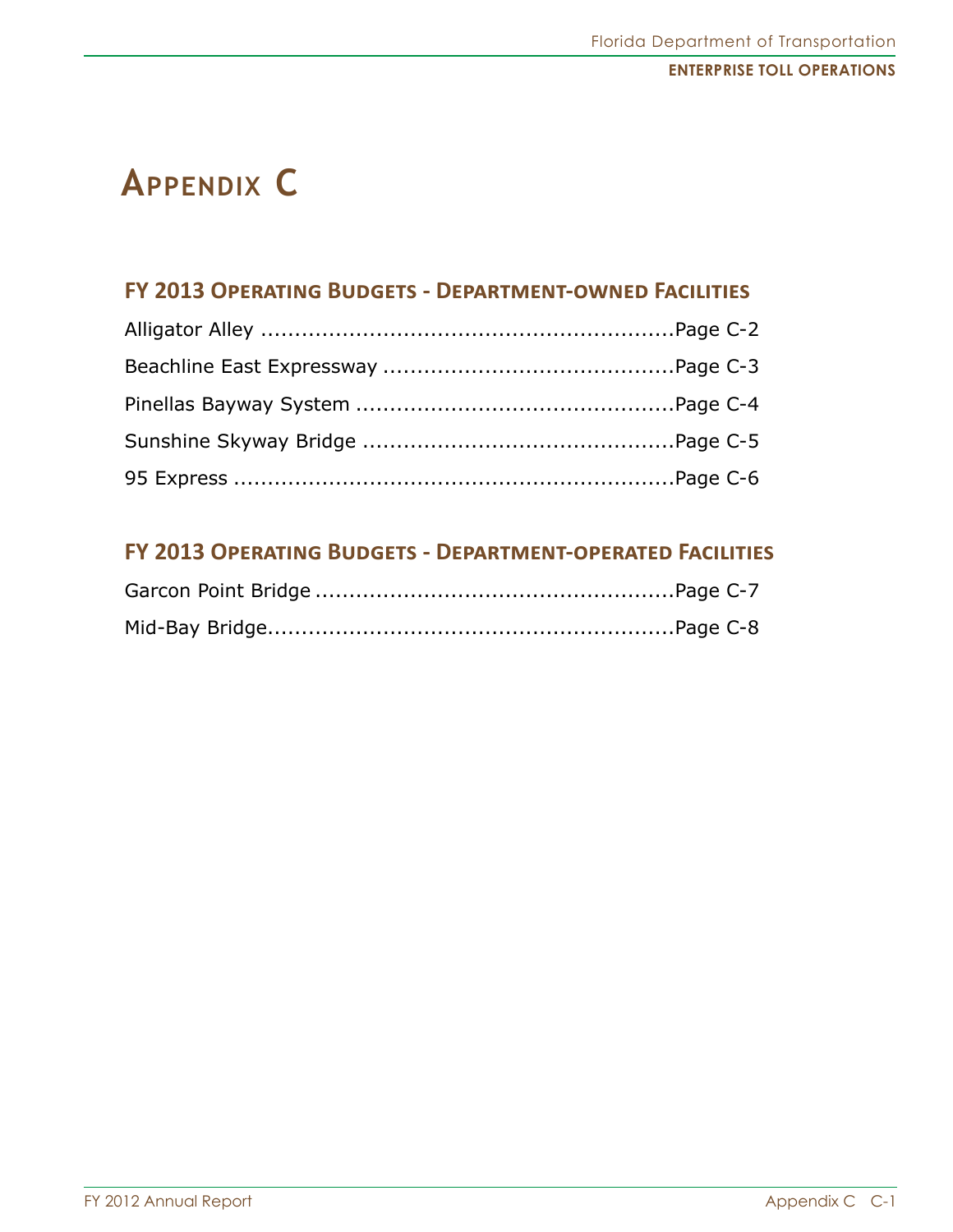# Appendix C

## FY 2013 Operating Budgets - Department-owned Facilities

Alligator Alley ............................................................Page C-2

Beachline East Expressway ..........................................Page C-3

Pinellas Bayway System ..............................................Page C-4

Sunshine Skyway Bridge .............................................Page C-5

95 Express ................................................................Page C-6

## FY 2013 Operating Budgets - Department-operated Facilities

Garcon Point Bridge ....................................................Page C-7

Mid-Bay Bridge...........................................................Page C-8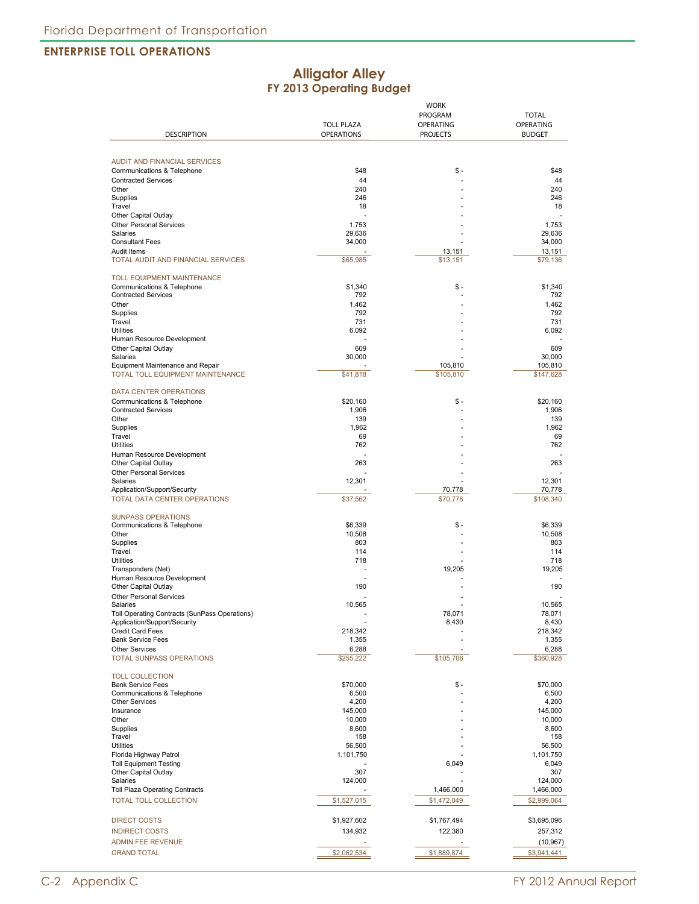## ENTERPRISE TOLL OPERATIONS

# Alligator Alley
## FY 2013 Operating Budget

| DESCRIPTION | TOLL PLAZA OPERATIONS | WORK PROGRAM OPERATING PROJECTS | TOTAL OPERATING BUDGET |
|---|---|---|---|
| AUDIT AND FINANCIAL SERVICES | | | |
| Communications & Telephone | $48 | $ - | $48 |
| Contracted Services | 44 | - | 44 |
| Other | 240 | - | 240 |
| Supplies | 246 | - | 246 |
| Travel | 18 | - | 18 |
| Other Capital Outlay | - | - | - |
| Other Personal Services | 1,753 | - | 1,753 |
| Salaries | 29,636 | - | 29,636 |
| Consultant Fees | 34,000 | - | 34,000 |
| Audit Items | - | 13,151 | 13,151 |
| TOTAL AUDIT AND FINANCIAL SERVICES | $65,985 | $13,151 | $79,136 |
| TOLL EQUIPMENT MAINTENANCE | | | |
| Communications & Telephone | $1,340 | $ - | $1,340 |
| Contracted Services | 792 | - | 792 |
| Other | 1,462 | - | 1,462 |
| Supplies | 792 | - | 792 |
| Travel | 731 | - | 731 |
| Utilities | 6,092 | - | 6,092 |
| Human Resource Development | - | - | - |
| Other Capital Outlay | 609 | - | 609 |
| Salaries | 30,000 | - | 30,000 |
| Equipment Maintenance and Repair | - | 105,810 | 105,810 |
| TOTAL TOLL EQUIPMENT MAINTENANCE | $41,818 | $105,810 | $147,628 |
| DATA CENTER OPERATIONS | | | |
| Communications & Telephone | $20,160 | $ - | $20,160 |
| Contracted Services | 1,906 | - | 1,906 |
| Other | 139 | - | 139 |
| Supplies | 1,962 | - | 1,962 |
| Travel | 69 | - | 69 |
| Utilities | 762 | - | 762 |
| Human Resource Development | - | - | - |
| Other Capital Outlay | 263 | - | 263 |
| Other Personal Services | - | - | - |
| Salaries | 12,301 | - | 12,301 |
| Application/Support/Security | - | 70,778 | 70,778 |
| TOTAL DATA CENTER OPERATIONS | $37,562 | $70,778 | $108,340 |
| SUNPASS OPERATIONS | | | |
| Communications & Telephone | $6,339 | $ - | $6,339 |
| Other | 10,508 | - | 10,508 |
| Supplies | 803 | - | 803 |
| Travel | 114 | - | 114 |
| Utilities | 718 | - | 718 |
| Transponders (Net) | - | 19,205 | 19,205 |
| Human Resource Development | - | - | - |
| Other Capital Outlay | 190 | - | 190 |
| Other Personal Services | - | - | - |
| Salaries | 10,565 | - | 10,565 |
| Toll Operating Contracts (SunPass Operations) | - | 78,071 | 78,071 |
| Application/Support/Security | - | 8,430 | 8,430 |
| Credit Card Fees | 218,342 | - | 218,342 |
| Bank Service Fees | 1,355 | - | 1,355 |
| Other Services | 6,288 | - | 6,288 |
| TOTAL SUNPASS OPERATIONS | $255,222 | $105,706 | $360,928 |
| TOLL COLLECTION | | | |
| Bank Service Fees | $70,000 | $ - | $70,000 |
| Communications & Telephone | 6,500 | - | 6,500 |
| Other Services | 4,200 | - | 4,200 |
| Insurance | 145,000 | - | 145,000 |
| Other | 10,000 | - | 10,000 |
| Supplies | 8,600 | - | 8,600 |
| Travel | 158 | - | 158 |
| Utilities | 56,500 | - | 56,500 |
| Florida Highway Patrol | 1,101,750 | - | 1,101,750 |
| Toll Equipment Testing | - | 6,049 | 6,049 |
| Other Capital Outlay | 307 | - | 307 |
| Salaries | 124,000 | - | 124,000 |
| Toll Plaza Operating Contracts | - | 1,466,000 | 1,466,000 |
| TOTAL TOLL COLLECTION | $1,527,015 | $1,472,049 | $2,999,064 |
| DIRECT COSTS | $1,927,602 | $1,767,494 | $3,695,096 |
| INDIRECT COSTS | 134,932 | 122,380 | 257,312 |
| ADMIN FEE REVENUE | - | - | (10,967) |
| GRAND TOTAL | $2,062,534 | $1,889,874 | $3,941,441 |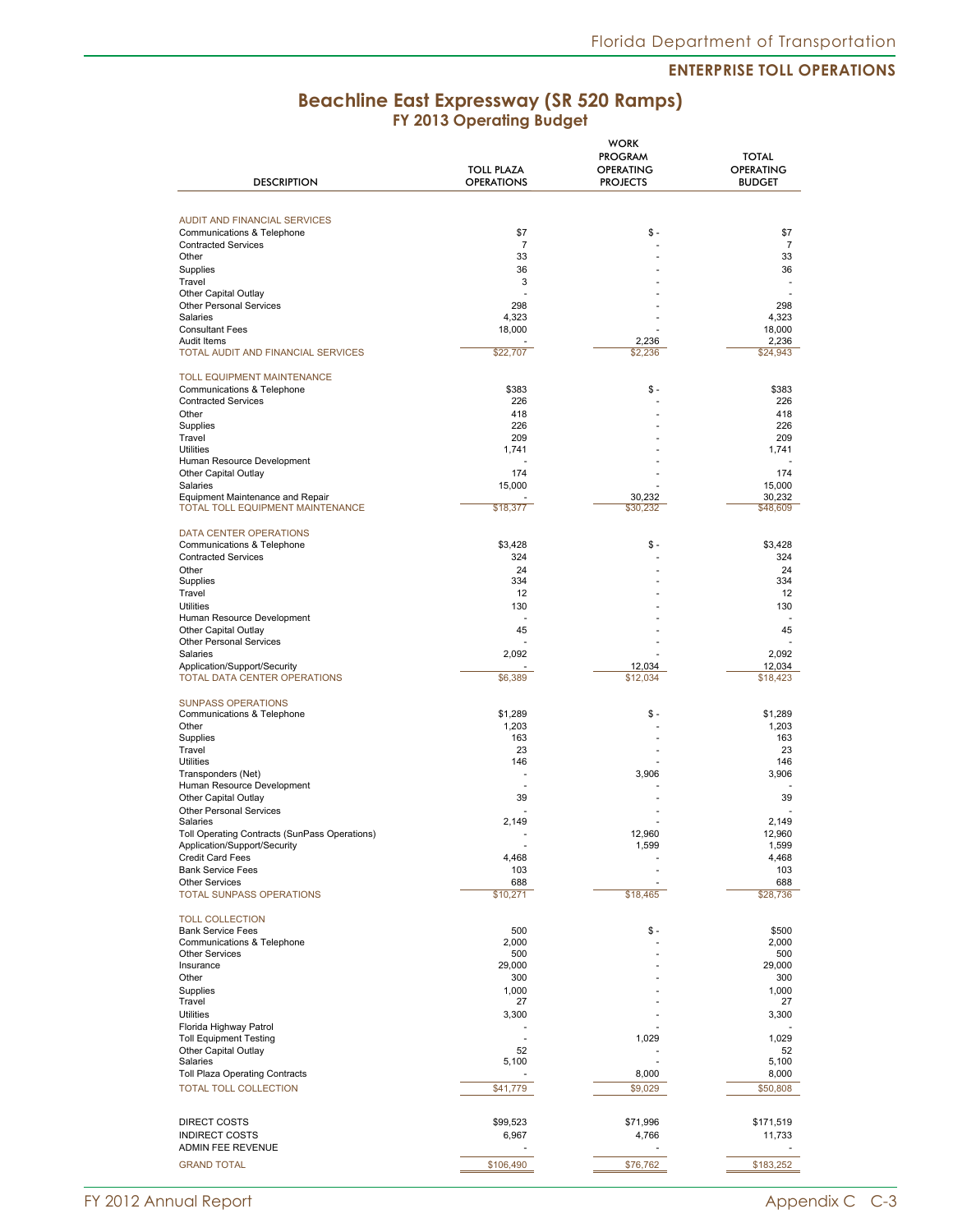## ENTERPRISE TOLL OPERATIONS

# Beachline East Expressway (SR 520 Ramps)
## FY 2013 Operating Budget

| DESCRIPTION | TOLL PLAZA OPERATIONS | WORK PROGRAM OPERATING PROJECTS | TOTAL OPERATING BUDGET |
|---|---|---|---|
| AUDIT AND FINANCIAL SERVICES | | | |
| Communications & Telephone | $7 | $ - | $7 |
| Contracted Services | 7 | - | 7 |
| Other | 33 | - | 33 |
| Supplies | 36 | - | 36 |
| Travel | 3 | - | - |
| Other Capital Outlay | - | - | - |
| Other Personal Services | 298 | - | 298 |
| Salaries | 4,323 | - | 4,323 |
| Consultant Fees | 18,000 | - | 18,000 |
| Audit Items | - | 2,236 | 2,236 |
| TOTAL AUDIT AND FINANCIAL SERVICES | $22,707 | $2,236 | $24,943 |
| TOLL EQUIPMENT MAINTENANCE | | | |
| Communications & Telephone | $383 | $ - | $383 |
| Contracted Services | 226 | - | 226 |
| Other | 418 | - | 418 |
| Supplies | 226 | - | 226 |
| Travel | 209 | - | 209 |
| Utilities | 1,741 | - | 1,741 |
| Human Resource Development | - | - | - |
| Other Capital Outlay | 174 | - | 174 |
| Salaries | 15,000 | - | 15,000 |
| Equipment Maintenance and Repair | - | 30,232 | 30,232 |
| TOTAL TOLL EQUIPMENT MAINTENANCE | $18,377 | $30,232 | $48,609 |
| DATA CENTER OPERATIONS | | | |
| Communications & Telephone | $3,428 | $ - | $3,428 |
| Contracted Services | 324 | - | 324 |
| Other | 24 | - | 24 |
| Supplies | 334 | - | 334 |
| Travel | 12 | - | 12 |
| Utilities | 130 | - | 130 |
| Human Resource Development | - | - | - |
| Other Capital Outlay | 45 | - | 45 |
| Other Personal Services | - | - | - |
| Salaries | 2,092 | - | 2,092 |
| Application/Support/Security | - | 12,034 | 12,034 |
| TOTAL DATA CENTER OPERATIONS | $6,389 | $12,034 | $18,423 |
| SUNPASS OPERATIONS | | | |
| Communications & Telephone | $1,289 | $ - | $1,289 |
| Other | 1,203 | - | 1,203 |
| Supplies | 163 | - | 163 |
| Travel | 23 | - | 23 |
| Utilities | 146 | - | 146 |
| Transponders (Net) | - | 3,906 | 3,906 |
| Human Resource Development | - | - | - |
| Other Capital Outlay | 39 | - | 39 |
| Other Personal Services | - | - | - |
| Salaries | 2,149 | - | 2,149 |
| Toll Operating Contracts (SunPass Operations) | - | 12,960 | 12,960 |
| Application/Support/Security | - | 1,599 | 1,599 |
| Credit Card Fees | 4,468 | - | 4,468 |
| Bank Service Fees | 103 | - | 103 |
| Other Services | 688 | - | 688 |
| TOTAL SUNPASS OPERATIONS | $10,271 | $18,465 | $28,736 |
| TOLL COLLECTION | | | |
| Bank Service Fees | 500 | $ - | $500 |
| Communications & Telephone | 2,000 | - | 2,000 |
| Other Services | 500 | - | 500 |
| Insurance | 29,000 | - | 29,000 |
| Other | 300 | - | 300 |
| Supplies | 1,000 | - | 1,000 |
| Travel | 27 | - | 27 |
| Utilities | 3,300 | - | 3,300 |
| Florida Highway Patrol | - | - | - |
| Toll Equipment Testing | - | 1,029 | 1,029 |
| Other Capital Outlay | 52 | - | 52 |
| Salaries | 5,100 | - | 5,100 |
| Toll Plaza Operating Contracts | - | 8,000 | 8,000 |
| TOTAL TOLL COLLECTION | $41,779 | $9,029 | $50,808 |
| DIRECT COSTS | $99,523 | $71,996 | $171,519 |
| INDIRECT COSTS | 6,967 | 4,766 | 11,733 |
| ADMIN FEE REVENUE | - | - | - |
| GRAND TOTAL | $106,490 | $76,762 | $183,252 |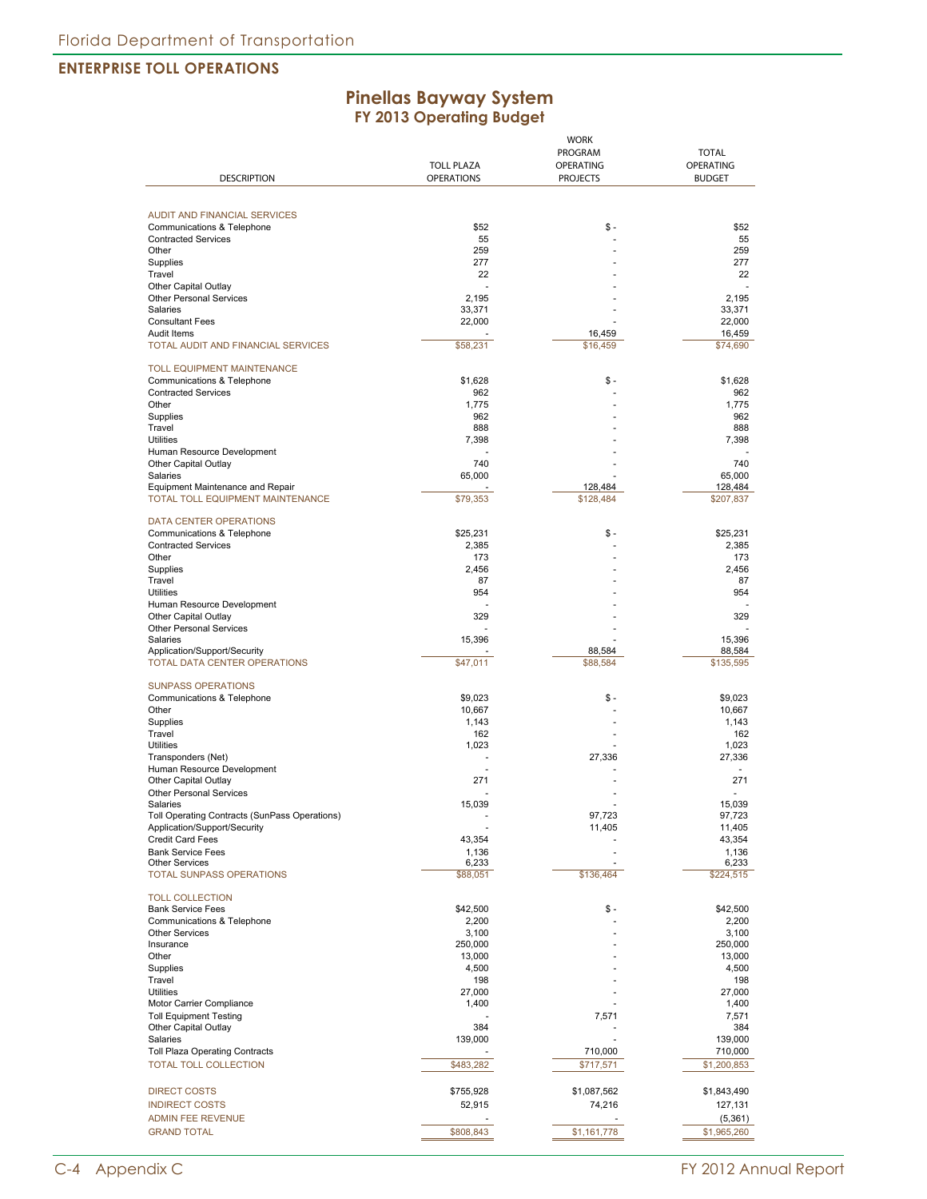## ENTERPRISE TOLL OPERATIONS

# Pinellas Bayway System
## FY 2013 Operating Budget

| DESCRIPTION | TOLL PLAZA OPERATIONS | WORK PROGRAM OPERATING PROJECTS | TOTAL OPERATING BUDGET |
|---|---|---|---|
| AUDIT AND FINANCIAL SERVICES | | | |
| Communications & Telephone | $52 | $ - | $52 |
| Contracted Services | 55 | - | 55 |
| Other | 259 | - | 259 |
| Supplies | 277 | - | 277 |
| Travel | 22 | - | 22 |
| Other Capital Outlay | - | - | - |
| Other Personal Services | 2,195 | - | 2,195 |
| Salaries | 33,371 | - | 33,371 |
| Consultant Fees | 22,000 | - | 22,000 |
| Audit Items | - | 16,459 | 16,459 |
| TOTAL AUDIT AND FINANCIAL SERVICES | $58,231 | $16,459 | $74,690 |
| TOLL EQUIPMENT MAINTENANCE | | | |
| Communications & Telephone | $1,628 | $ - | $1,628 |
| Contracted Services | 962 | - | 962 |
| Other | 1,775 | - | 1,775 |
| Supplies | 962 | - | 962 |
| Travel | 888 | - | 888 |
| Utilities | 7,398 | - | 7,398 |
| Human Resource Development | - | - | - |
| Other Capital Outlay | 740 | - | 740 |
| Salaries | 65,000 | - | 65,000 |
| Equipment Maintenance and Repair | - | 128,484 | 128,484 |
| TOTAL TOLL EQUIPMENT MAINTENANCE | $79,353 | $128,484 | $207,837 |
| DATA CENTER OPERATIONS | | | |
| Communications & Telephone | $25,231 | $ - | $25,231 |
| Contracted Services | 2,385 | - | 2,385 |
| Other | 173 | - | 173 |
| Supplies | 2,456 | - | 2,456 |
| Travel | 87 | - | 87 |
| Utilities | 954 | - | 954 |
| Human Resource Development | - | - | - |
| Other Capital Outlay | 329 | - | 329 |
| Other Personal Services | - | - | - |
| Salaries | 15,396 | - | 15,396 |
| Application/Support/Security | - | 88,584 | 88,584 |
| TOTAL DATA CENTER OPERATIONS | $47,011 | $88,584 | $135,595 |
| SUNPASS OPERATIONS | | | |
| Communications & Telephone | $9,023 | $ - | $9,023 |
| Other | 10,667 | - | 10,667 |
| Supplies | 1,143 | - | 1,143 |
| Travel | 162 | - | 162 |
| Utilities | 1,023 | - | 1,023 |
| Transponders (Net) | - | 27,336 | 27,336 |
| Human Resource Development | - | - | - |
| Other Capital Outlay | 271 | - | 271 |
| Other Personal Services | - | - | - |
| Salaries | 15,039 | - | 15,039 |
| Toll Operating Contracts (SunPass Operations) | - | 97,723 | 97,723 |
| Application/Support/Security | - | 11,405 | 11,405 |
| Credit Card Fees | 43,354 | - | 43,354 |
| Bank Service Fees | 1,136 | - | 1,136 |
| Other Services | 6,233 | - | 6,233 |
| TOTAL SUNPASS OPERATIONS | $88,051 | $136,464 | $224,515 |
| TOLL COLLECTION | | | |
| Bank Service Fees | $42,500 | $ - | $42,500 |
| Communications & Telephone | 2,200 | - | 2,200 |
| Other Services | 3,100 | - | 3,100 |
| Insurance | 250,000 | - | 250,000 |
| Other | 13,000 | - | 13,000 |
| Supplies | 4,500 | - | 4,500 |
| Travel | 198 | - | 198 |
| Utilities | 27,000 | - | 27,000 |
| Motor Carrier Compliance | 1,400 | - | 1,400 |
| Toll Equipment Testing | - | 7,571 | 7,571 |
| Other Capital Outlay | 384 | - | 384 |
| Salaries | 139,000 | - | 139,000 |
| Toll Plaza Operating Contracts | - | 710,000 | 710,000 |
| TOTAL TOLL COLLECTION | $483,282 | $717,571 | $1,200,853 |
| DIRECT COSTS | $755,928 | $1,087,562 | $1,843,490 |
| INDIRECT COSTS | 52,915 | 74,216 | 127,131 |
| ADMIN FEE REVENUE | - | - | (5,361) |
| GRAND TOTAL | $808,843 | $1,161,778 | $1,965,260 |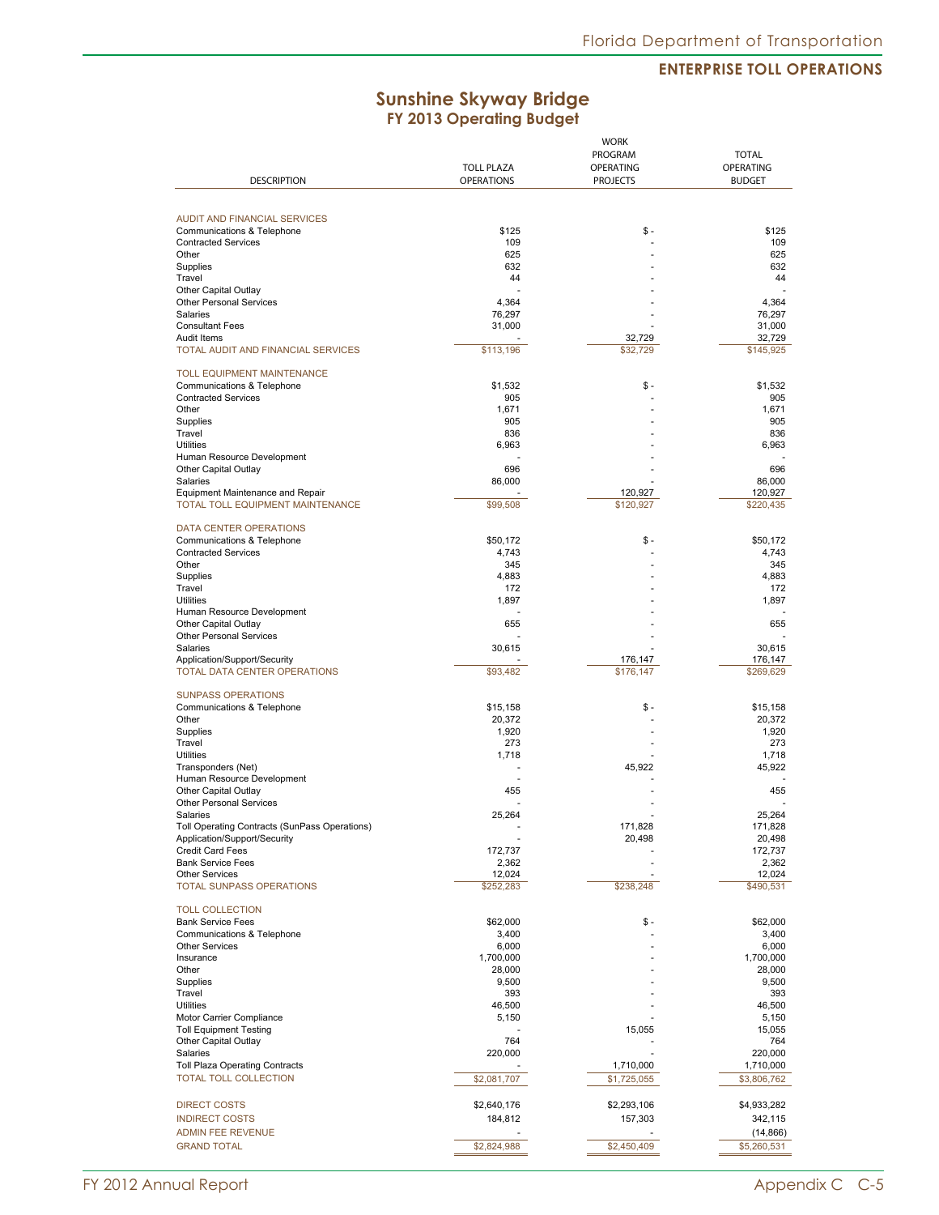## ENTERPRISE TOLL OPERATIONS

# Sunshine Skyway Bridge
## FY 2013 Operating Budget

| DESCRIPTION | TOLL PLAZA OPERATIONS | WORK PROGRAM OPERATING PROJECTS | TOTAL OPERATING BUDGET |
|---|---|---|---|
| **AUDIT AND FINANCIAL SERVICES** | | | |
| Communications & Telephone | $125 | $ - | $125 |
| Contracted Services | 109 | - | 109 |
| Other | 625 | - | 625 |
| Supplies | 632 | - | 632 |
| Travel | 44 | - | 44 |
| Other Capital Outlay | - | - | - |
| Other Personal Services | 4,364 | - | 4,364 |
| Salaries | 76,297 | - | 76,297 |
| Consultant Fees | 31,000 | - | 31,000 |
| Audit Items | - | 32,729 | 32,729 |
| TOTAL AUDIT AND FINANCIAL SERVICES | $113,196 | $32,729 | $145,925 |
| **TOLL EQUIPMENT MAINTENANCE** | | | |
| Communications & Telephone | $1,532 | $ - | $1,532 |
| Contracted Services | 905 | - | 905 |
| Other | 1,671 | - | 1,671 |
| Supplies | 905 | - | 905 |
| Travel | 836 | - | 836 |
| Utilities | 6,963 | - | 6,963 |
| Human Resource Development | - | - | - |
| Other Capital Outlay | 696 | - | 696 |
| Salaries | 86,000 | - | 86,000 |
| Equipment Maintenance and Repair | - | 120,927 | 120,927 |
| TOTAL TOLL EQUIPMENT MAINTENANCE | $99,508 | $120,927 | $220,435 |
| **DATA CENTER OPERATIONS** | | | |
| Communications & Telephone | $50,172 | $ - | $50,172 |
| Contracted Services | 4,743 | - | 4,743 |
| Other | 345 | - | 345 |
| Supplies | 4,883 | - | 4,883 |
| Travel | 172 | - | 172 |
| Utilities | 1,897 | - | 1,897 |
| Human Resource Development | - | - | - |
| Other Capital Outlay | 655 | - | 655 |
| Other Personal Services | - | - | - |
| Salaries | 30,615 | - | 30,615 |
| Application/Support/Security | - | 176,147 | 176,147 |
| TOTAL DATA CENTER OPERATIONS | $93,482 | $176,147 | $269,629 |
| **SUNPASS OPERATIONS** | | | |
| Communications & Telephone | $15,158 | $ - | $15,158 |
| Other | 20,372 | - | 20,372 |
| Supplies | 1,920 | - | 1,920 |
| Travel | 273 | - | 273 |
| Utilities | 1,718 | - | 1,718 |
| Transponders (Net) | - | 45,922 | 45,922 |
| Human Resource Development | - | - | - |
| Other Capital Outlay | 455 | - | 455 |
| Other Personal Services | - | - | - |
| Salaries | 25,264 | - | 25,264 |
| Toll Operating Contracts (SunPass Operations) | - | 171,828 | 171,828 |
| Application/Support/Security | - | 20,498 | 20,498 |
| Credit Card Fees | 172,737 | - | 172,737 |
| Bank Service Fees | 2,362 | - | 2,362 |
| Other Services | 12,024 | - | 12,024 |
| TOTAL SUNPASS OPERATIONS | $252,283 | $238,248 | $490,531 |
| **TOLL COLLECTION** | | | |
| Bank Service Fees | $62,000 | $ - | $62,000 |
| Communications & Telephone | 3,400 | - | 3,400 |
| Other Services | 6,000 | - | 6,000 |
| Insurance | 1,700,000 | - | 1,700,000 |
| Other | 28,000 | - | 28,000 |
| Supplies | 9,500 | - | 9,500 |
| Travel | 393 | - | 393 |
| Utilities | 46,500 | - | 46,500 |
| Motor Carrier Compliance | 5,150 | - | 5,150 |
| Toll Equipment Testing | - | 15,055 | 15,055 |
| Other Capital Outlay | 764 | - | 764 |
| Salaries | 220,000 | - | 220,000 |
| Toll Plaza Operating Contracts | - | 1,710,000 | 1,710,000 |
| TOTAL TOLL COLLECTION | $2,081,707 | $1,725,055 | $3,806,762 |
| DIRECT COSTS | $2,640,176 | $2,293,106 | $4,933,282 |
| INDIRECT COSTS | 184,812 | 157,303 | 342,115 |
| ADMIN FEE REVENUE | - | - | (14,866) |
| GRAND TOTAL | $2,824,988 | $2,450,409 | $5,260,531 |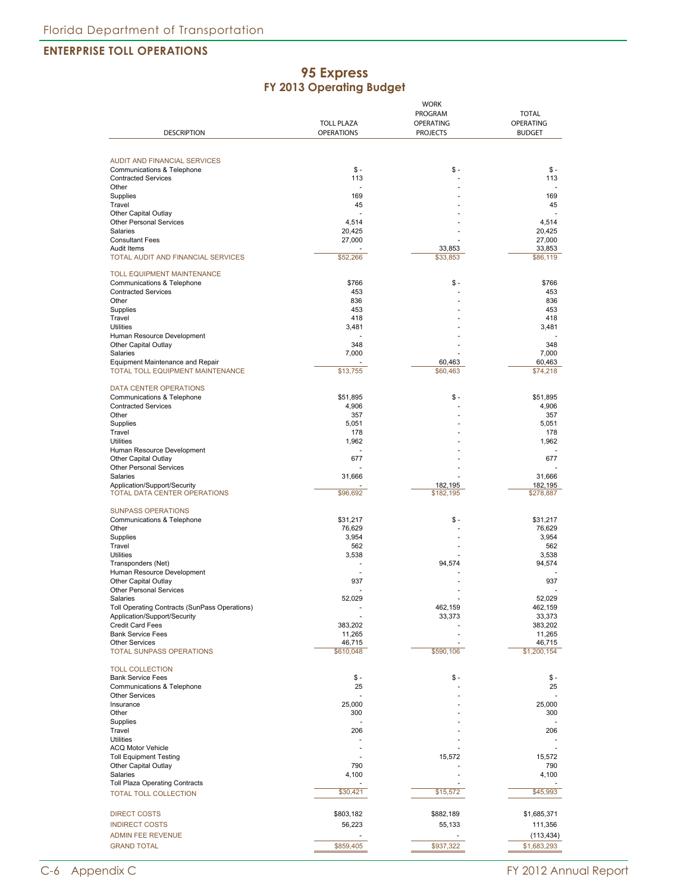## ENTERPRISE TOLL OPERATIONS

# 95 Express
## FY 2013 Operating Budget

| DESCRIPTION | TOLL PLAZA OPERATIONS | WORK PROGRAM OPERATING PROJECTS | TOTAL OPERATING BUDGET |
|---|---|---|---|
| **AUDIT AND FINANCIAL SERVICES** | | | |
| Communications & Telephone | $ - | $ - | $ - |
| Contracted Services | 113 | - | 113 |
| Other | - | - | - |
| Supplies | 169 | - | 169 |
| Travel | 45 | - | 45 |
| Other Capital Outlay | - | - | - |
| Other Personal Services | 4,514 | - | 4,514 |
| Salaries | 20,425 | - | 20,425 |
| Consultant Fees | 27,000 | - | 27,000 |
| Audit Items | - | 33,853 | 33,853 |
| TOTAL AUDIT AND FINANCIAL SERVICES | $52,266 | $33,853 | $86,119 |
| **TOLL EQUIPMENT MAINTENANCE** | | | |
| Communications & Telephone | $766 | $ - | $766 |
| Contracted Services | 453 | - | 453 |
| Other | 836 | - | 836 |
| Supplies | 453 | - | 453 |
| Travel | 418 | - | 418 |
| Utilities | 3,481 | - | 3,481 |
| Human Resource Development | - | - | - |
| Other Capital Outlay | 348 | - | 348 |
| Salaries | 7,000 | - | 7,000 |
| Equipment Maintenance and Repair | - | 60,463 | 60,463 |
| TOTAL TOLL EQUIPMENT MAINTENANCE | $13,755 | $60,463 | $74,218 |
| **DATA CENTER OPERATIONS** | | | |
| Communications & Telephone | $51,895 | $ - | $51,895 |
| Contracted Services | 4,906 | - | 4,906 |
| Other | 357 | - | 357 |
| Supplies | 5,051 | - | 5,051 |
| Travel | 178 | - | 178 |
| Utilities | 1,962 | - | 1,962 |
| Human Resource Development | - | - | - |
| Other Capital Outlay | 677 | - | 677 |
| Other Personal Services | - | - | - |
| Salaries | 31,666 | - | 31,666 |
| Application/Support/Security | - | 182,195 | 182,195 |
| TOTAL DATA CENTER OPERATIONS | $96,692 | $182,195 | $278,887 |
| **SUNPASS OPERATIONS** | | | |
| Communications & Telephone | $31,217 | $ - | $31,217 |
| Other | 76,629 | - | 76,629 |
| Supplies | 3,954 | - | 3,954 |
| Travel | 562 | - | 562 |
| Utilities | 3,538 | - | 3,538 |
| Transponders (Net) | - | 94,574 | 94,574 |
| Human Resource Development | - | - | - |
| Other Capital Outlay | 937 | - | 937 |
| Other Personal Services | - | - | - |
| Salaries | 52,029 | - | 52,029 |
| Toll Operating Contracts (SunPass Operations) | - | 462,159 | 462,159 |
| Application/Support/Security | - | 33,373 | 33,373 |
| Credit Card Fees | 383,202 | - | 383,202 |
| Bank Service Fees | 11,265 | - | 11,265 |
| Other Services | 46,715 | - | 46,715 |
| TOTAL SUNPASS OPERATIONS | $610,048 | $590,106 | $1,200,154 |
| **TOLL COLLECTION** | | | |
| Bank Service Fees | $ - | $ - | $ - |
| Communications & Telephone | 25 | - | 25 |
| Other Services | - | - | - |
| Insurance | 25,000 | - | 25,000 |
| Other | 300 | - | 300 |
| Supplies | - | - | - |
| Travel | 206 | - | 206 |
| Utilities | - | - | - |
| ACQ Motor Vehicle | - | - | - |
| Toll Equipment Testing | - | 15,572 | 15,572 |
| Other Capital Outlay | 790 | - | 790 |
| Salaries | 4,100 | - | 4,100 |
| Toll Plaza Operating Contracts | - | - | - |
| TOTAL TOLL COLLECTION | $30,421 | $15,572 | $45,993 |
| DIRECT COSTS | $803,182 | $882,189 | $1,685,371 |
| INDIRECT COSTS | 56,223 | 55,133 | 111,356 |
| ADMIN FEE REVENUE | - | - | (113,434) |
| GRAND TOTAL | $859,405 | $937,322 | $1,683,293 |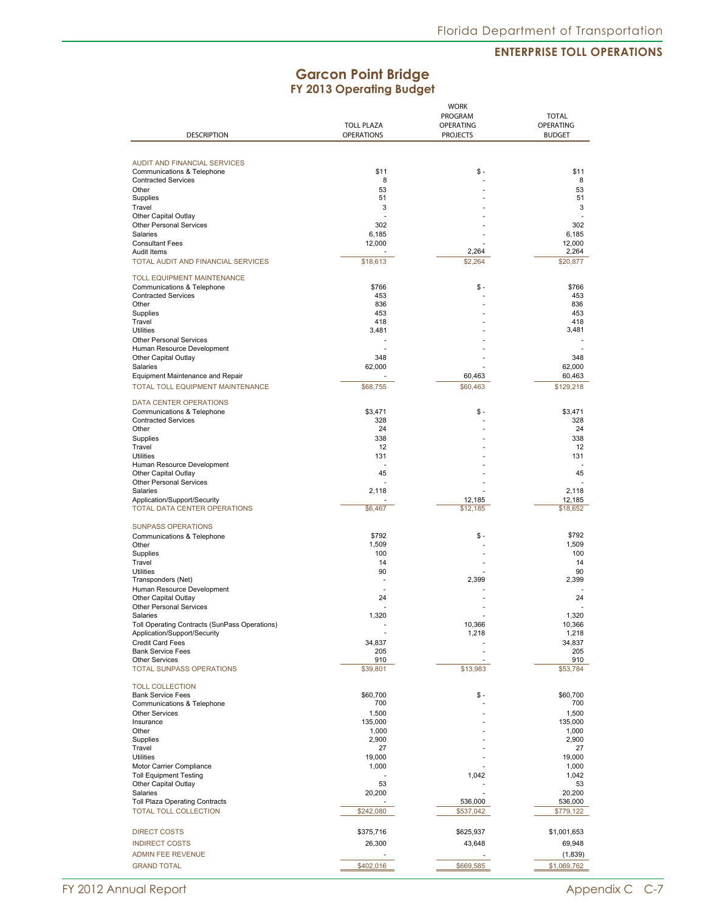## Garcon Point Bridge
### FY 2013 Operating Budget

| DESCRIPTION | TOLL PLAZA OPERATIONS | WORK PROGRAM OPERATING PROJECTS | TOTAL OPERATING BUDGET |
|---|---|---|---|
| AUDIT AND FINANCIAL SERVICES | | | |
| Communications & Telephone | $11 | $ - | $11 |
| Contracted Services | 8 | - | 8 |
| Other | 53 | - | 53 |
| Supplies | 51 | - | 51 |
| Travel | 3 | - | 3 |
| Other Capital Outlay | - | - | - |
| Other Personal Services | 302 | - | 302 |
| Salaries | 6,185 | - | 6,185 |
| Consultant Fees | 12,000 | - | 12,000 |
| Audit Items | - | 2,264 | 2,264 |
| TOTAL AUDIT AND FINANCIAL SERVICES | $18,613 | $2,264 | $20,877 |
| TOLL EQUIPMENT MAINTENANCE | | | |
| Communications & Telephone | $766 | $ - | $766 |
| Contracted Services | 453 | - | 453 |
| Other | 836 | - | 836 |
| Supplies | 453 | - | 453 |
| Travel | 418 | - | 418 |
| Utilities | 3,481 | - | 3,481 |
| Other Personal Services | - | - | - |
| Human Resource Development | - | - | - |
| Other Capital Outlay | 348 | - | 348 |
| Salaries | 62,000 | - | 62,000 |
| Equipment Maintenance and Repair | - | 60,463 | 60,463 |
| TOTAL TOLL EQUIPMENT MAINTENANCE | $68,755 | $60,463 | $129,218 |
| DATA CENTER OPERATIONS | | | |
| Communications & Telephone | $3,471 | $ - | $3,471 |
| Contracted Services | 328 | - | 328 |
| Other | 24 | - | 24 |
| Supplies | 338 | - | 338 |
| Travel | 12 | - | 12 |
| Utilities | 131 | - | 131 |
| Human Resource Development | - | - | - |
| Other Capital Outlay | 45 | - | 45 |
| Other Personal Services | - | - | - |
| Salaries | 2,118 | - | 2,118 |
| Application/Support/Security | - | 12,185 | 12,185 |
| TOTAL DATA CENTER OPERATIONS | $6,467 | $12,185 | $18,652 |
| SUNPASS OPERATIONS | | | |
| Communications & Telephone | $792 | $ - | $792 |
| Other | 1,509 | - | 1,509 |
| Supplies | 100 | - | 100 |
| Travel | 14 | - | 14 |
| Utilities | 90 | - | 90 |
| Transponders (Net) | - | 2,399 | 2,399 |
| Human Resource Development | - | - | - |
| Other Capital Outlay | 24 | - | 24 |
| Other Personal Services | - | - | - |
| Salaries | 1,320 | - | 1,320 |
| Toll Operating Contracts (SunPass Operations) | - | 10,366 | 10,366 |
| Application/Support/Security | - | 1,218 | 1,218 |
| Credit Card Fees | 34,837 | - | 34,837 |
| Bank Service Fees | 205 | - | 205 |
| Other Services | 910 | - | 910 |
| TOTAL SUNPASS OPERATIONS | $39,801 | $13,983 | $53,784 |
| TOLL COLLECTION | | | |
| Bank Service Fees | $60,700 | $ - | $60,700 |
| Communications & Telephone | 700 | - | 700 |
| Other Services | 1,500 | - | 1,500 |
| Insurance | 135,000 | - | 135,000 |
| Other | 1,000 | - | 1,000 |
| Supplies | 2,900 | - | 2,900 |
| Travel | 27 | - | 27 |
| Utilities | 19,000 | - | 19,000 |
| Motor Carrier Compliance | 1,000 | - | 1,000 |
| Toll Equipment Testing | - | 1,042 | 1,042 |
| Other Capital Outlay | 53 | - | 53 |
| Salaries | 20,200 | - | 20,200 |
| Toll Plaza Operating Contracts | - | 536,000 | 536,000 |
| TOTAL TOLL COLLECTION | $242,080 | $537,042 | $779,122 |
| DIRECT COSTS | $375,716 | $625,937 | $1,001,653 |
| INDIRECT COSTS | 26,300 | 43,648 | 69,948 |
| ADMIN FEE REVENUE | - | - | (1,839) |
| GRAND TOTAL | $402,016 | $669,585 | $1,069,762 |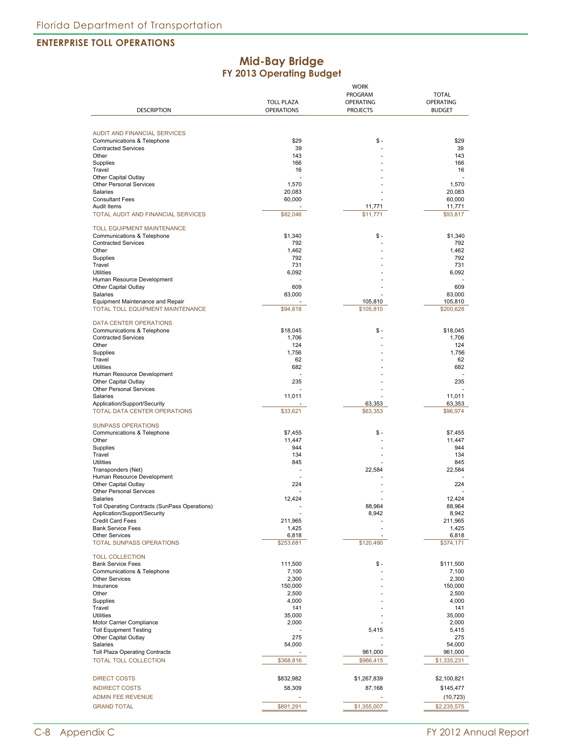## ENTERPRISE TOLL OPERATIONS

# Mid-Bay Bridge
## FY 2013 Operating Budget

| DESCRIPTION | TOLL PLAZA OPERATIONS | WORK PROGRAM OPERATING PROJECTS | TOTAL OPERATING BUDGET |
|---|---|---|---|
| AUDIT AND FINANCIAL SERVICES | | | |
| Communications & Telephone | $29 | $ - | $29 |
| Contracted Services | 39 | - | 39 |
| Other | 143 | - | 143 |
| Supplies | 166 | - | 166 |
| Travel | 16 | - | 16 |
| Other Capital Outlay | - | - | - |
| Other Personal Services | 1,570 | - | 1,570 |
| Salaries | 20,083 | - | 20,083 |
| Consultant Fees | 60,000 | - | 60,000 |
| Audit Items | - | 11,771 | 11,771 |
| TOTAL AUDIT AND FINANCIAL SERVICES | $82,046 | $11,771 | $93,817 |
| TOLL EQUIPMENT MAINTENANCE | | | |
| Communications & Telephone | $1,340 | $ - | $1,340 |
| Contracted Services | 792 | - | 792 |
| Other | 1,462 | - | 1,462 |
| Supplies | 792 | - | 792 |
| Travel | 731 | - | 731 |
| Utilities | 6,092 | - | 6,092 |
| Human Resource Development | - | - | - |
| Other Capital Outlay | 609 | - | 609 |
| Salaries | 83,000 | - | 83,000 |
| Equipment Maintenance and Repair | - | 105,810 | 105,810 |
| TOTAL TOLL EQUIPMENT MAINTENANCE | $94,818 | $105,810 | $200,628 |
| DATA CENTER OPERATIONS | | | |
| Communications & Telephone | $18,045 | $ - | $18,045 |
| Contracted Services | 1,706 | - | 1,706 |
| Other | 124 | - | 124 |
| Supplies | 1,756 | - | 1,756 |
| Travel | 62 | - | 62 |
| Utilities | 682 | - | 682 |
| Human Resource Development | - | - | - |
| Other Capital Outlay | 235 | - | 235 |
| Other Personal Services | - | - | - |
| Salaries | 11,011 | - | 11,011 |
| Application/Support/Security | - | 63,353 | 63,353 |
| TOTAL DATA CENTER OPERATIONS | $33,621 | $63,353 | $96,974 |
| SUNPASS OPERATIONS | | | |
| Communications & Telephone | $7,455 | $ - | $7,455 |
| Other | 11,447 | - | 11,447 |
| Supplies | 944 | - | 944 |
| Travel | 134 | - | 134 |
| Utilities | 845 | - | 845 |
| Transponders (Net) | - | 22,584 | 22,584 |
| Human Resource Development | - | - | - |
| Other Capital Outlay | 224 | - | 224 |
| Other Personal Services | - | - | - |
| Salaries | 12,424 | - | 12,424 |
| Toll Operating Contracts (SunPass Operations) | - | 88,964 | 88,964 |
| Application/Support/Security | - | 8,942 | 8,942 |
| Credit Card Fees | 211,965 | - | 211,965 |
| Bank Service Fees | 1,425 | - | 1,425 |
| Other Services | 6,818 | - | 6,818 |
| TOTAL SUNPASS OPERATIONS | $253,681 | $120,490 | $374,171 |
| TOLL COLLECTION | | | |
| Bank Service Fees | 111,500 | $ - | $111,500 |
| Communications & Telephone | 7,100 | - | 7,100 |
| Other Services | 2,300 | - | 2,300 |
| Insurance | 150,000 | - | 150,000 |
| Other | 2,500 | - | 2,500 |
| Supplies | 4,000 | - | 4,000 |
| Travel | 141 | - | 141 |
| Utilities | 35,000 | - | 35,000 |
| Motor Carrier Compliance | 2,000 | - | 2,000 |
| Toll Equipment Testing | - | 5,415 | 5,415 |
| Other Capital Outlay | 275 | - | 275 |
| Salaries | 54,000 | - | 54,000 |
| Toll Plaza Operating Contracts | - | 961,000 | 961,000 |
| TOTAL TOLL COLLECTION | $368,816 | $966,415 | $1,335,231 |
| DIRECT COSTS | $832,982 | $1,267,839 | $2,100,821 |
| INDIRECT COSTS | 58,309 | 87,168 | $145,477 |
| ADMIN FEE REVENUE | - | - | (10,723) |
| GRAND TOTAL | $891,291 | $1,355,007 | $2,235,575 |